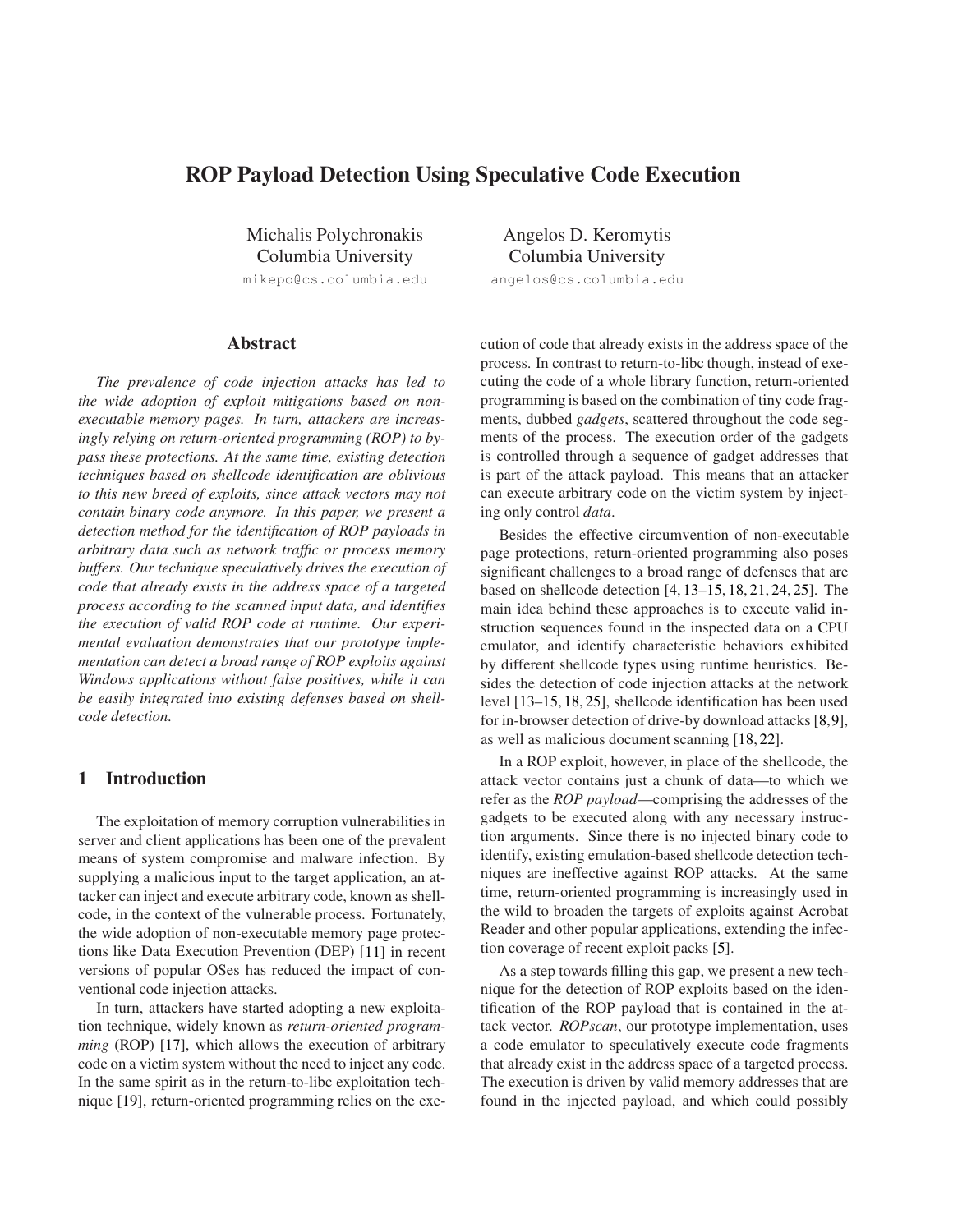# ROP Payload Detection Using Speculative Code Execution

Michalis Polychronakis
Columbia University
mikepo@cs.columbia.edu

Angelos D. Keromytis
Columbia University
angelos@cs.columbia.edu

## Abstract

*The prevalence of code injection attacks has led to the wide adoption of exploit mitigations based on non-executable memory pages. In turn, attackers are increasingly relying on return-oriented programming (ROP) to bypass these protections. At the same time, existing detection techniques based on shellcode identification are oblivious to this new breed of exploits, since attack vectors may not contain binary code anymore. In this paper, we present a detection method for the identification of ROP payloads in arbitrary data such as network traffic or process memory buffers. Our technique speculatively drives the execution of code that already exists in the address space of a targeted process according to the scanned input data, and identifies the execution of valid ROP code at runtime. Our experimental evaluation demonstrates that our prototype implementation can detect a broad range of ROP exploits against Windows applications without false positives, while it can be easily integrated into existing defenses based on shellcode detection.*

## 1 Introduction

The exploitation of memory corruption vulnerabilities in server and client applications has been one of the prevalent means of system compromise and malware infection. By supplying a malicious input to the target application, an attacker can inject and execute arbitrary code, known as shellcode, in the context of the vulnerable process. Fortunately, the wide adoption of non-executable memory page protections like Data Execution Prevention (DEP) [11] in recent versions of popular OSes has reduced the impact of conventional code injection attacks.

In turn, attackers have started adopting a new exploitation technique, widely known as *return-oriented programming* (ROP) [17], which allows the execution of arbitrary code on a victim system without the need to inject any code. In the same spirit as in the return-to-libc exploitation technique [19], return-oriented programming relies on the execution of code that already exists in the address space of the process. In contrast to return-to-libc though, instead of executing the code of a whole library function, return-oriented programming is based on the combination of tiny code fragments, dubbed *gadgets*, scattered throughout the code segments of the process. The execution order of the gadgets is controlled through a sequence of gadget addresses that is part of the attack payload. This means that an attacker can execute arbitrary code on the victim system by injecting only control *data*.

Besides the effective circumvention of non-executable page protections, return-oriented programming also poses significant challenges to a broad range of defenses that are based on shellcode detection [4, 13–15, 18, 21, 24, 25]. The main idea behind these approaches is to execute valid instruction sequences found in the inspected data on a CPU emulator, and identify characteristic behaviors exhibited by different shellcode types using runtime heuristics. Besides the detection of code injection attacks at the network level [13–15, 18, 25], shellcode identification has been used for in-browser detection of drive-by download attacks [8, 9], as well as malicious document scanning [18, 22].

In a ROP exploit, however, in place of the shellcode, the attack vector contains just a chunk of data—to which we refer as the *ROP payload*—comprising the addresses of the gadgets to be executed along with any necessary instruction arguments. Since there is no injected binary code to identify, existing emulation-based shellcode detection techniques are ineffective against ROP attacks. At the same time, return-oriented programming is increasingly used in the wild to broaden the targets of exploits against Acrobat Reader and other popular applications, extending the infection coverage of recent exploit packs [5].

As a step towards filling this gap, we present a new technique for the detection of ROP exploits based on the identification of the ROP payload that is contained in the attack vector. *ROPscan*, our prototype implementation, uses a code emulator to speculatively execute code fragments that already exist in the address space of a targeted process. The execution is driven by valid memory addresses that are found in the injected payload, and which could possibly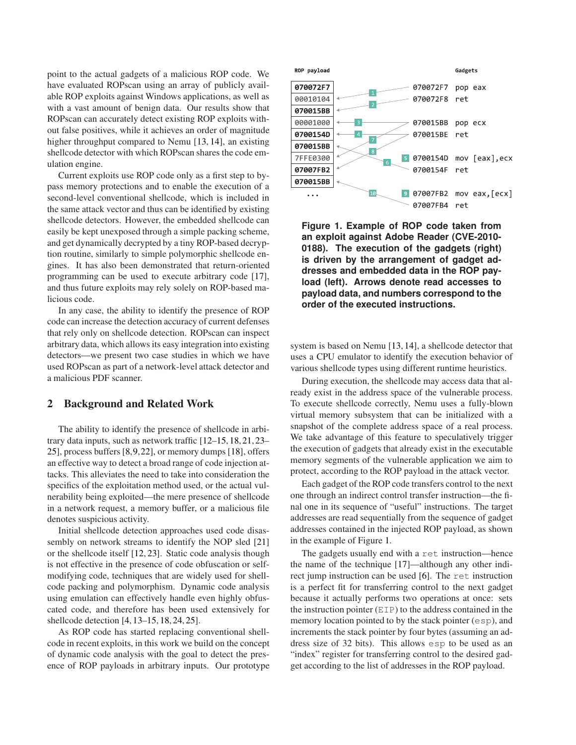point to the actual gadgets of a malicious ROP code. We have evaluated ROPscan using an array of publicly available ROP exploits against Windows applications, as well as with a vast amount of benign data. Our results show that ROPscan can accurately detect existing ROP exploits without false positives, while it achieves an order of magnitude higher throughput compared to Nemu [13, 14], an existing shellcode detector with which ROPscan shares the code emulation engine.

Current exploits use ROP code only as a first step to bypass memory protections and to enable the execution of a second-level conventional shellcode, which is included in the same attack vector and thus can be identified by existing shellcode detectors. However, the embedded shellcode can easily be kept unexposed through a simple packing scheme, and get dynamically decrypted by a tiny ROP-based decryption routine, similarly to simple polymorphic shellcode engines. It has also been demonstrated that return-oriented programming can be used to execute arbitrary code [17], and thus future exploits may rely solely on ROP-based malicious code.

In any case, the ability to identify the presence of ROP code can increase the detection accuracy of current defenses that rely only on shellcode detection. ROPscan can inspect arbitrary data, which allows its easy integration into existing detectors—we present two case studies in which we have used ROPscan as part of a network-level attack detector and a malicious PDF scanner.

## 2 Background and Related Work

The ability to identify the presence of shellcode in arbitrary data inputs, such as network traffic [12–15, 18, 21, 23–25], process buffers [8, 9, 22], or memory dumps [18], offers an effective way to detect a broad range of code injection attacks. This alleviates the need to take into consideration the specifics of the exploitation method used, or the actual vulnerability being exploited—the mere presence of shellcode in a network request, a memory buffer, or a malicious file denotes suspicious activity.

Initial shellcode detection approaches used code disassembly on network streams to identify the NOP sled [21] or the shellcode itself [12, 23]. Static code analysis though is not effective in the presence of code obfuscation or self-modifying code, techniques that are widely used for shellcode packing and polymorphism. Dynamic code analysis using emulation can effectively handle even highly obfuscated code, and therefore has been used extensively for shellcode detection [4, 13–15, 18, 24, 25].

As ROP code has started replacing conventional shellcode in recent exploits, in this work we build on the concept of dynamic code analysis with the goal to detect the presence of ROP payloads in arbitrary inputs. Our prototype system is based on Nemu [13, 14], a shellcode detector that uses a CPU emulator to identify the execution behavior of various shellcode types using different runtime heuristics.

| ROP payload | | Gadgets |
|---|---|---|
| 070072F7 | 1 | 070072F7 pop eax |
| 00010104 | 2 | 070072F8 ret |
| 070015BB | | |
| 00001000 | 3 | 070015BB pop ecx |
| 0700154D | 4 | 070015BE ret |
| 070015BB | 7 | |
| 7FFE0300 | 8, 6 | 5 0700154D mov [eax],ecx |
| 07007FB2 | | 0700154F ret |
| 070015BB | | |
| ... | 10 | 9 07007FB2 mov eax,[ecx] |
| | | 07007FB4 ret |

**Figure 1. Example of ROP code taken from an exploit against Adobe Reader (CVE-2010-0188). The execution of the gadgets (right) is driven by the arrangement of gadget addresses and embedded data in the ROP payload (left). Arrows denote read accesses to payload data, and numbers correspond to the order of the executed instructions.**

During execution, the shellcode may access data that already exist in the address space of the vulnerable process. To execute shellcode correctly, Nemu uses a fully-blown virtual memory subsystem that can be initialized with a snapshot of the complete address space of a real process. We take advantage of this feature to speculatively trigger the execution of gadgets that already exist in the executable memory segments of the vulnerable application we aim to protect, according to the ROP payload in the attack vector.

Each gadget of the ROP code transfers control to the next one through an indirect control transfer instruction—the final one in its sequence of "useful" instructions. The target addresses are read sequentially from the sequence of gadget addresses contained in the injected ROP payload, as shown in the example of Figure 1.

The gadgets usually end with a `ret` instruction—hence the name of the technique [17]—although any other indirect jump instruction can be used [6]. The `ret` instruction is a perfect fit for transferring control to the next gadget because it actually performs two operations at once: sets the instruction pointer (`EIP`) to the address contained in the memory location pointed to by the stack pointer (`esp`), and increments the stack pointer by four bytes (assuming an address size of 32 bits). This allows `esp` to be used as an "index" register for transferring control to the desired gadget according to the list of addresses in the ROP payload.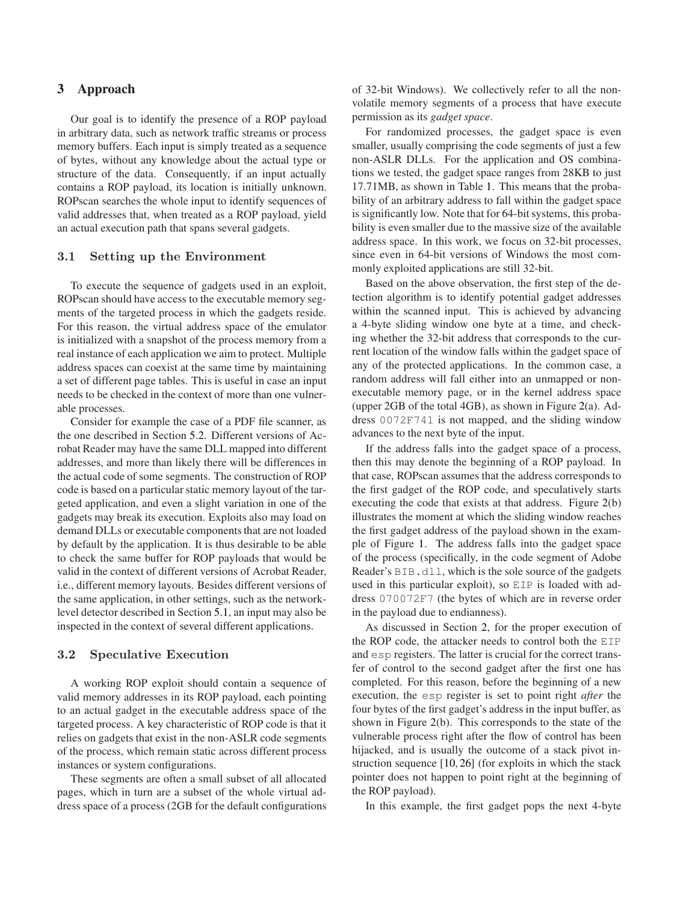## 3 Approach

Our goal is to identify the presence of a ROP payload in arbitrary data, such as network traffic streams or process memory buffers. Each input is simply treated as a sequence of bytes, without any knowledge about the actual type or structure of the data. Consequently, if an input actually contains a ROP payload, its location is initially unknown. ROPscan searches the whole input to identify sequences of valid addresses that, when treated as a ROP payload, yield an actual execution path that spans several gadgets.

### 3.1 Setting up the Environment

To execute the sequence of gadgets used in an exploit, ROPscan should have access to the executable memory segments of the targeted process in which the gadgets reside. For this reason, the virtual address space of the emulator is initialized with a snapshot of the process memory from a real instance of each application we aim to protect. Multiple address spaces can coexist at the same time by maintaining a set of different page tables. This is useful in case an input needs to be checked in the context of more than one vulnerable processes.

Consider for example the case of a PDF file scanner, as the one described in Section 5.2. Different versions of Acrobat Reader may have the same DLL mapped into different addresses, and more than likely there will be differences in the actual code of some segments. The construction of ROP code is based on a particular static memory layout of the targeted application, and even a slight variation in one of the gadgets may break its execution. Exploits also may load on demand DLLs or executable components that are not loaded by default by the application. It is thus desirable to be able to check the same buffer for ROP payloads that would be valid in the context of different versions of Acrobat Reader, i.e., different memory layouts. Besides different versions of the same application, in other settings, such as the network-level detector described in Section 5.1, an input may also be inspected in the context of several different applications.

### 3.2 Speculative Execution

A working ROP exploit should contain a sequence of valid memory addresses in its ROP payload, each pointing to an actual gadget in the executable address space of the targeted process. A key characteristic of ROP code is that it relies on gadgets that exist in the non-ASLR code segments of the process, which remain static across different process instances or system configurations.

These segments are often a small subset of all allocated pages, which in turn are a subset of the whole virtual address space of a process (2GB for the default configurations of 32-bit Windows). We collectively refer to all the non-volatile memory segments of a process that have execute permission as its *gadget space*.

For randomized processes, the gadget space is even smaller, usually comprising the code segments of just a few non-ASLR DLLs. For the application and OS combinations we tested, the gadget space ranges from 28KB to just 17.71MB, as shown in Table 1. This means that the probability of an arbitrary address to fall within the gadget space is significantly low. Note that for 64-bit systems, this probability is even smaller due to the massive size of the available address space. In this work, we focus on 32-bit processes, since even in 64-bit versions of Windows the most commonly exploited applications are still 32-bit.

Based on the above observation, the first step of the detection algorithm is to identify potential gadget addresses within the scanned input. This is achieved by advancing a 4-byte sliding window one byte at a time, and checking whether the 32-bit address that corresponds to the current location of the window falls within the gadget space of any of the protected applications. In the common case, a random address will fall either into an unmapped or non-executable memory page, or in the kernel address space (upper 2GB of the total 4GB), as shown in Figure 2(a). Address `0072F741` is not mapped, and the sliding window advances to the next byte of the input.

If the address falls into the gadget space of a process, then this may denote the beginning of a ROP payload. In that case, ROPscan assumes that the address corresponds to the first gadget of the ROP code, and speculatively starts executing the code that exists at that address. Figure 2(b) illustrates the moment at which the sliding window reaches the first gadget address of the payload shown in the example of Figure 1. The address falls into the gadget space of the process (specifically, in the code segment of Adobe Reader's `BIB.dll`, which is the sole source of the gadgets used in this particular exploit), so `EIP` is loaded with address `070072F7` (the bytes of which are in reverse order in the payload due to endianness).

As discussed in Section 2, for the proper execution of the ROP code, the attacker needs to control both the `EIP` and `esp` registers. The latter is crucial for the correct transfer of control to the second gadget after the first one has completed. For this reason, before the beginning of a new execution, the `esp` register is set to point right *after* the four bytes of the first gadget's address in the input buffer, as shown in Figure 2(b). This corresponds to the state of the vulnerable process right after the flow of control has been hijacked, and is usually the outcome of a stack pivot instruction sequence [10, 26] (for exploits in which the stack pointer does not happen to point right at the beginning of the ROP payload).

In this example, the first gadget pops the next 4-byte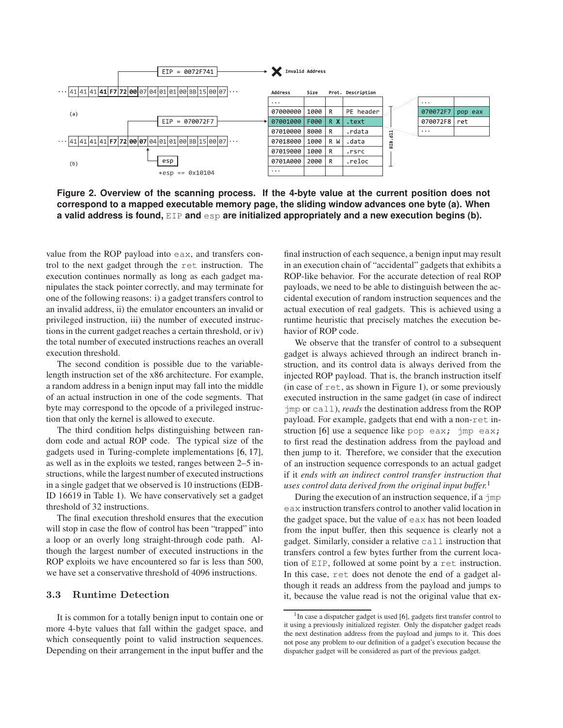EIP = 0072F741

Invalid Address

··· 41 41 41 **41** **F7** **72** **00** 07 04 01 01 00 BB 15 00 07 ···

(a)

EIP = 070072F7

··· 41 41 41 41 **F7** **72** **00** **07** 04 01 01 00 BB 15 00 07 ···

(b)

esp

*esp == 0x10104

| Address | Size | Prot. | Description |
|---|---|---|---|
| ... | | | |
| 07000000 | 1000 | R | PE header |
| 07001000 | F000 | R X | .text |
| 07010000 | 8000 | R | .rdata |
| 07018000 | 1000 | R W | .data |
| 07019000 | 1000 | R | .rsrc |
| 0701A000 | 2000 | R | .reloc |
| ... | | | |

BIB.dll

| | |
|---|---|
| ... | |
| 070072F7 | pop eax |
| 070072F8 | ret |
| ... | |

**Figure 2. Overview of the scanning process. If the 4-byte value at the current position does not correspond to a mapped executable memory page, the sliding window advances one byte (a). When a valid address is found, EIP and esp are initialized appropriately and a new execution begins (b).**

value from the ROP payload into eax, and transfers control to the next gadget through the ret instruction. The execution continues normally as long as each gadget manipulates the stack pointer correctly, and may terminate for one of the following reasons: i) a gadget transfers control to an invalid address, ii) the emulator encounters an invalid or privileged instruction, iii) the number of executed instructions in the current gadget reaches a certain threshold, or iv) the total number of executed instructions reaches an overall execution threshold.

The second condition is possible due to the variable-length instruction set of the x86 architecture. For example, a random address in a benign input may fall into the middle of an actual instruction in one of the code segments. That byte may correspond to the opcode of a privileged instruction that only the kernel is allowed to execute.

The third condition helps distinguishing between random code and actual ROP code. The typical size of the gadgets used in Turing-complete implementations [6, 17], as well as in the exploits we tested, ranges between 2–5 instructions, while the largest number of executed instructions in a single gadget that we observed is 10 instructions (EDB-ID 16619 in Table 1). We have conservatively set a gadget threshold of 32 instructions.

The final execution threshold ensures that the execution will stop in case the flow of control has been "trapped" into a loop or an overly long straight-through code path. Although the largest number of executed instructions in the ROP exploits we have encountered so far is less than 500, we have set a conservative threshold of 4096 instructions.

### 3.3 Runtime Detection

It is common for a totally benign input to contain one or more 4-byte values that fall within the gadget space, and which consequently point to valid instruction sequences. Depending on their arrangement in the input buffer and the final instruction of each sequence, a benign input may result in an execution chain of "accidental" gadgets that exhibits a ROP-like behavior. For the accurate detection of real ROP payloads, we need to be able to distinguish between the accidental execution of random instruction sequences and the actual execution of real gadgets. This is achieved using a runtime heuristic that precisely matches the execution behavior of ROP code.

We observe that the transfer of control to a subsequent gadget is always achieved through an indirect branch instruction, and its control data is always derived from the injected ROP payload. That is, the branch instruction itself (in case of ret, as shown in Figure 1), or some previously executed instruction in the same gadget (in case of indirect jmp or call), *reads* the destination address from the ROP payload. For example, gadgets that end with a non-ret instruction [6] use a sequence like pop eax; jmp eax; to first read the destination address from the payload and then jump to it. Therefore, we consider that the execution of an instruction sequence corresponds to an actual gadget if it *ends with an indirect control transfer instruction that uses control data derived from the original input buffer.*[1]

During the execution of an instruction sequence, if a jmp eax instruction transfers control to another valid location in the gadget space, but the value of eax has not been loaded from the input buffer, then this sequence is clearly not a gadget. Similarly, consider a relative call instruction that transfers control a few bytes further from the current location of EIP, followed at some point by a ret instruction. In this case, ret does not denote the end of a gadget although it reads an address from the payload and jumps to it, because the value read is not the original value that ex-

[1] In case a dispatcher gadget is used [6], gadgets first transfer control to it using a previously initialized register. Only the dispatcher gadget reads the next destination address from the payload and jumps to it. This does not pose any problem to our definition of a gadget's execution because the dispatcher gadget will be considered as part of the previous gadget.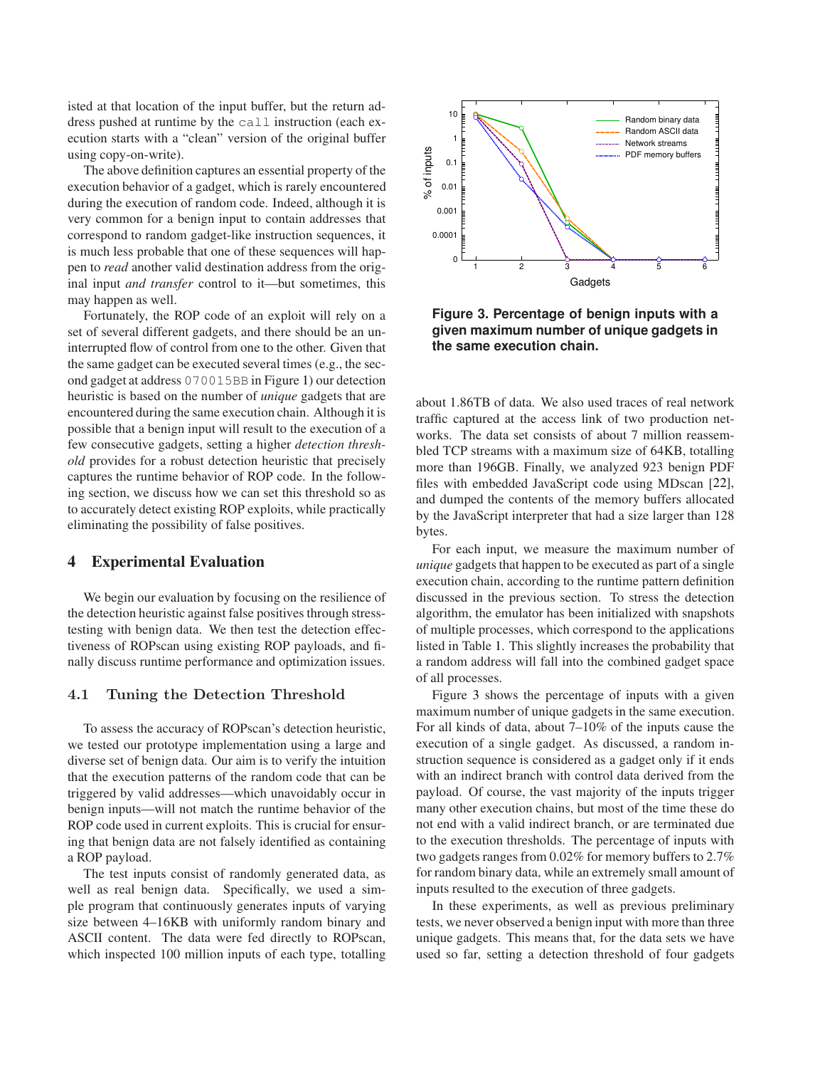isted at that location of the input buffer, but the return address pushed at runtime by the `call` instruction (each execution starts with a "clean" version of the original buffer using copy-on-write).

The above definition captures an essential property of the execution behavior of a gadget, which is rarely encountered during the execution of random code. Indeed, although it is very common for a benign input to contain addresses that correspond to random gadget-like instruction sequences, it is much less probable that one of these sequences will happen to *read* another valid destination address from the original input *and transfer* control to it—but sometimes, this may happen as well.

Fortunately, the ROP code of an exploit will rely on a set of several different gadgets, and there should be an uninterrupted flow of control from one to the other. Given that the same gadget can be executed several times (e.g., the second gadget at address `070015BB` in Figure 1) our detection heuristic is based on the number of *unique* gadgets that are encountered during the same execution chain. Although it is possible that a benign input will result to the execution of a few consecutive gadgets, setting a higher *detection threshold* provides for a robust detection heuristic that precisely captures the runtime behavior of ROP code. In the following section, we discuss how we can set this threshold so as to accurately detect existing ROP exploits, while practically eliminating the possibility of false positives.

## 4 Experimental Evaluation

We begin our evaluation by focusing on the resilience of the detection heuristic against false positives through stress-testing with benign data. We then test the detection effectiveness of ROPscan using existing ROP payloads, and finally discuss runtime performance and optimization issues.

### 4.1 Tuning the Detection Threshold

To assess the accuracy of ROPscan's detection heuristic, we tested our prototype implementation using a large and diverse set of benign data. Our aim is to verify the intuition that the execution patterns of the random code that can be triggered by valid addresses—which unavoidably occur in benign inputs—will not match the runtime behavior of the ROP code used in current exploits. This is crucial for ensuring that benign data are not falsely identified as containing a ROP payload.

The test inputs consist of randomly generated data, as well as real benign data. Specifically, we used a simple program that continuously generates inputs of varying size between 4–16KB with uniformly random binary and ASCII content. The data were fed directly to ROPscan, which inspected 100 million inputs of each type, totalling about 1.86TB of data. We also used traces of real network traffic captured at the access link of two production networks. The data set consists of about 7 million reassembled TCP streams with a maximum size of 64KB, totalling more than 196GB. Finally, we analyzed 923 benign PDF files with embedded JavaScript code using MDscan [22], and dumped the contents of the memory buffers allocated by the JavaScript interpreter that had a size larger than 128 bytes.

**Figure 3. Percentage of benign inputs with a given maximum number of unique gadgets in the same execution chain.**

For each input, we measure the maximum number of *unique* gadgets that happen to be executed as part of a single execution chain, according to the runtime pattern definition discussed in the previous section. To stress the detection algorithm, the emulator has been initialized with snapshots of multiple processes, which correspond to the applications listed in Table 1. This slightly increases the probability that a random address will fall into the combined gadget space of all processes.

Figure 3 shows the percentage of inputs with a given maximum number of unique gadgets in the same execution. For all kinds of data, about 7–10% of the inputs cause the execution of a single gadget. As discussed, a random instruction sequence is considered as a gadget only if it ends with an indirect branch with control data derived from the payload. Of course, the vast majority of the inputs trigger many other execution chains, but most of the time these do not end with a valid indirect branch, or are terminated due to the execution thresholds. The percentage of inputs with two gadgets ranges from 0.02% for memory buffers to 2.7% for random binary data, while an extremely small amount of inputs resulted to the execution of three gadgets.

In these experiments, as well as previous preliminary tests, we never observed a benign input with more than three unique gadgets. This means that, for the data sets we have used so far, setting a detection threshold of four gadgets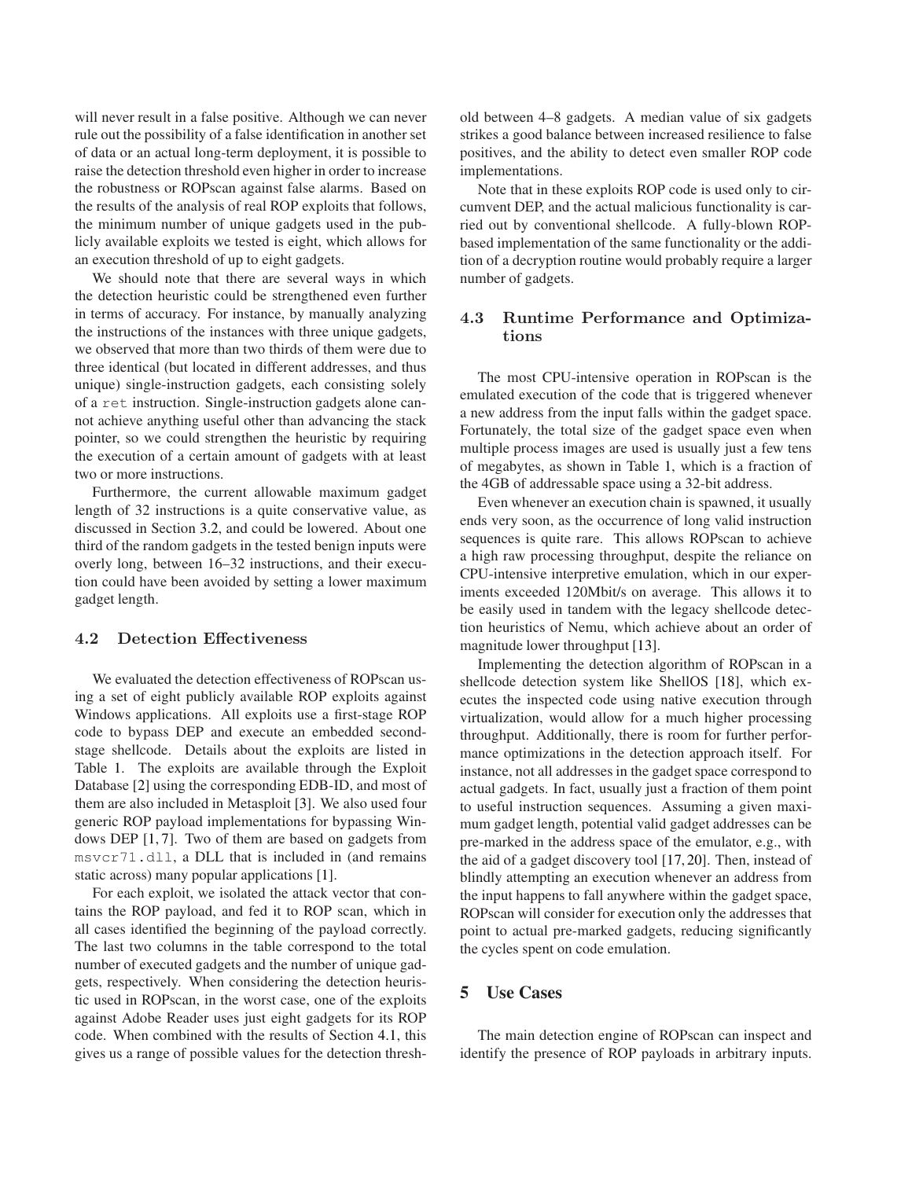will never result in a false positive. Although we can never rule out the possibility of a false identification in another set of data or an actual long-term deployment, it is possible to raise the detection threshold even higher in order to increase the robustness or ROPscan against false alarms. Based on the results of the analysis of real ROP exploits that follows, the minimum number of unique gadgets used in the publicly available exploits we tested is eight, which allows for an execution threshold of up to eight gadgets.

We should note that there are several ways in which the detection heuristic could be strengthened even further in terms of accuracy. For instance, by manually analyzing the instructions of the instances with three unique gadgets, we observed that more than two thirds of them were due to three identical (but located in different addresses, and thus unique) single-instruction gadgets, each consisting solely of a `ret` instruction. Single-instruction gadgets alone cannot achieve anything useful other than advancing the stack pointer, so we could strengthen the heuristic by requiring the execution of a certain amount of gadgets with at least two or more instructions.

Furthermore, the current allowable maximum gadget length of 32 instructions is a quite conservative value, as discussed in Section 3.2, and could be lowered. About one third of the random gadgets in the tested benign inputs were overly long, between 16–32 instructions, and their execution could have been avoided by setting a lower maximum gadget length.

### 4.2 Detection Effectiveness

We evaluated the detection effectiveness of ROPscan using a set of eight publicly available ROP exploits against Windows applications. All exploits use a first-stage ROP code to bypass DEP and execute an embedded second-stage shellcode. Details about the exploits are listed in Table 1. The exploits are available through the Exploit Database [2] using the corresponding EDB-ID, and most of them are also included in Metasploit [3]. We also used four generic ROP payload implementations for bypassing Windows DEP [1, 7]. Two of them are based on gadgets from `msvcr71.dll`, a DLL that is included in (and remains static across) many popular applications [1].

For each exploit, we isolated the attack vector that contains the ROP payload, and fed it to ROP scan, which in all cases identified the beginning of the payload correctly. The last two columns in the table correspond to the total number of executed gadgets and the number of unique gadgets, respectively. When considering the detection heuristic used in ROPscan, in the worst case, one of the exploits against Adobe Reader uses just eight gadgets for its ROP code. When combined with the results of Section 4.1, this gives us a range of possible values for the detection threshold between 4–8 gadgets. A median value of six gadgets strikes a good balance between increased resilience to false positives, and the ability to detect even smaller ROP code implementations.

Note that in these exploits ROP code is used only to circumvent DEP, and the actual malicious functionality is carried out by conventional shellcode. A fully-blown ROP-based implementation of the same functionality or the addition of a decryption routine would probably require a larger number of gadgets.

### 4.3 Runtime Performance and Optimizations

The most CPU-intensive operation in ROPscan is the emulated execution of the code that is triggered whenever a new address from the input falls within the gadget space. Fortunately, the total size of the gadget space even when multiple process images are used is usually just a few tens of megabytes, as shown in Table 1, which is a fraction of the 4GB of addressable space using a 32-bit address.

Even whenever an execution chain is spawned, it usually ends very soon, as the occurrence of long valid instruction sequences is quite rare. This allows ROPscan to achieve a high raw processing throughput, despite the reliance on CPU-intensive interpretive emulation, which in our experiments exceeded 120Mbit/s on average. This allows it to be easily used in tandem with the legacy shellcode detection heuristics of Nemu, which achieve about an order of magnitude lower throughput [13].

Implementing the detection algorithm of ROPscan in a shellcode detection system like ShellOS [18], which executes the inspected code using native execution through virtualization, would allow for a much higher processing throughput. Additionally, there is room for further performance optimizations in the detection approach itself. For instance, not all addresses in the gadget space correspond to actual gadgets. In fact, usually just a fraction of them point to useful instruction sequences. Assuming a given maximum gadget length, potential valid gadget addresses can be pre-marked in the address space of the emulator, e.g., with the aid of a gadget discovery tool [17, 20]. Then, instead of blindly attempting an execution whenever an address from the input happens to fall anywhere within the gadget space, ROPscan will consider for execution only the addresses that point to actual pre-marked gadgets, reducing significantly the cycles spent on code emulation.

## 5 Use Cases

The main detection engine of ROPscan can inspect and identify the presence of ROP payloads in arbitrary inputs.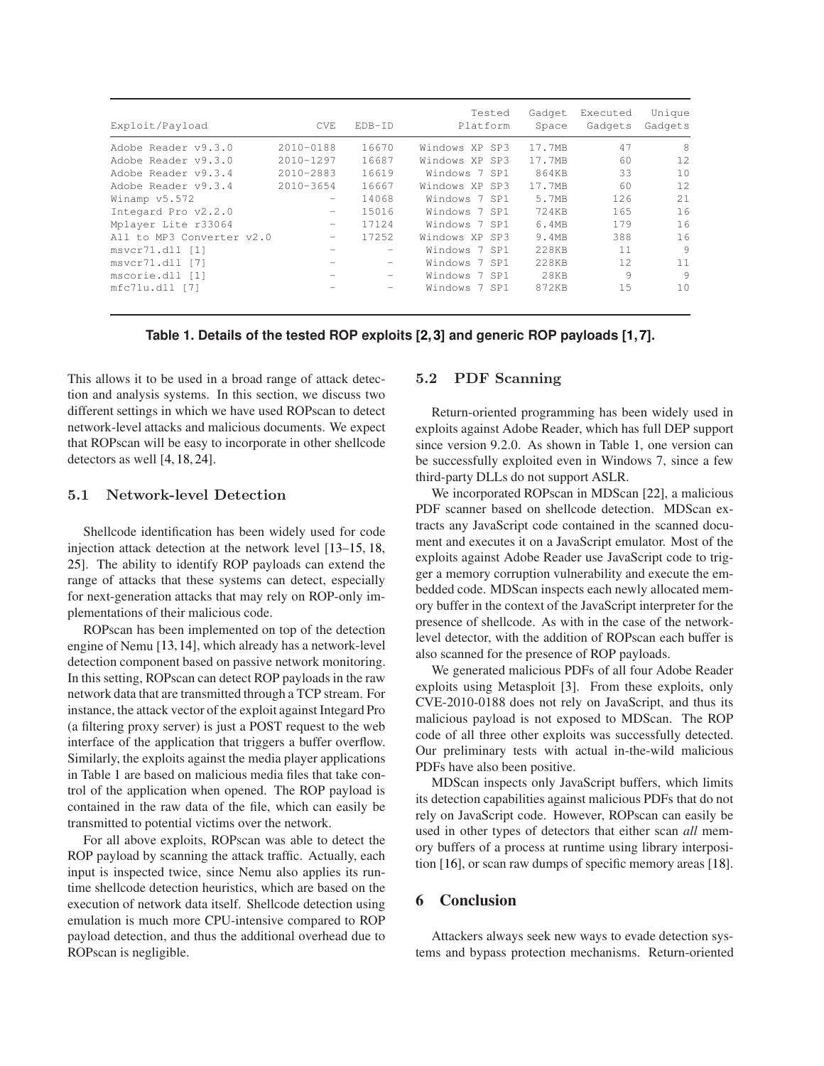| Exploit/Payload | CVE | EDB-ID | Tested Platform | Gadget Space | Executed Gadgets | Unique Gadgets |
|---|---|---|---|---|---|---|
| Adobe Reader v9.3.0 | 2010-0188 | 16670 | Windows XP SP3 | 17.7MB | 47 | 8 |
| Adobe Reader v9.3.0 | 2010-1297 | 16687 | Windows XP SP3 | 17.7MB | 60 | 12 |
| Adobe Reader v9.3.4 | 2010-2883 | 16619 | Windows 7 SP1 | 864KB | 33 | 10 |
| Adobe Reader v9.3.4 | 2010-3654 | 16667 | Windows XP SP3 | 17.7MB | 60 | 12 |
| Winamp v5.572 | – | 14068 | Windows 7 SP1 | 5.7MB | 126 | 21 |
| Integard Pro v2.2.0 | – | 15016 | Windows 7 SP1 | 724KB | 165 | 16 |
| Mplayer Lite r33064 | – | 17124 | Windows 7 SP1 | 6.4MB | 179 | 16 |
| All to MP3 Converter v2.0 | – | 17252 | Windows XP SP3 | 9.4MB | 388 | 16 |
| msvcr71.dll [1] | – | – | Windows 7 SP1 | 228KB | 11 | 9 |
| msvcr71.dll [7] | – | – | Windows 7 SP1 | 228KB | 12 | 11 |
| mscorie.dll [1] | – | – | Windows 7 SP1 | 28KB | 9 | 9 |
| mfc71u.dll [7] | – | – | Windows 7 SP1 | 872KB | 15 | 10 |

**Table 1. Details of the tested ROP exploits [2,3] and generic ROP payloads [1,7].**

This allows it to be used in a broad range of attack detection and analysis systems. In this section, we discuss two different settings in which we have used ROPscan to detect network-level attacks and malicious documents. We expect that ROPscan will be easy to incorporate in other shellcode detectors as well [4, 18, 24].

### 5.1 Network-level Detection

Shellcode identification has been widely used for code injection attack detection at the network level [13–15, 18, 25]. The ability to identify ROP payloads can extend the range of attacks that these systems can detect, especially for next-generation attacks that may rely on ROP-only implementations of their malicious code.

ROPscan has been implemented on top of the detection engine of Nemu [13,14], which already has a network-level detection component based on passive network monitoring. In this setting, ROPscan can detect ROP payloads in the raw network data that are transmitted through a TCP stream. For instance, the attack vector of the exploit against Integard Pro (a filtering proxy server) is just a POST request to the web interface of the application that triggers a buffer overflow. Similarly, the exploits against the media player applications in Table 1 are based on malicious media files that take control of the application when opened. The ROP payload is contained in the raw data of the file, which can easily be transmitted to potential victims over the network.

For all above exploits, ROPscan was able to detect the ROP payload by scanning the attack traffic. Actually, each input is inspected twice, since Nemu also applies its runtime shellcode detection heuristics, which are based on the execution of network data itself. Shellcode detection using emulation is much more CPU-intensive compared to ROP payload detection, and thus the additional overhead due to ROPscan is negligible.

### 5.2 PDF Scanning

Return-oriented programming has been widely used in exploits against Adobe Reader, which has full DEP support since version 9.2.0. As shown in Table 1, one version can be successfully exploited even in Windows 7, since a few third-party DLLs do not support ASLR.

We incorporated ROPscan in MDScan [22], a malicious PDF scanner based on shellcode detection. MDScan extracts any JavaScript code contained in the scanned document and executes it on a JavaScript emulator. Most of the exploits against Adobe Reader use JavaScript code to trigger a memory corruption vulnerability and execute the embedded code. MDScan inspects each newly allocated memory buffer in the context of the JavaScript interpreter for the presence of shellcode. As with in the case of the network-level detector, with the addition of ROPscan each buffer is also scanned for the presence of ROP payloads.

We generated malicious PDFs of all four Adobe Reader exploits using Metasploit [3]. From these exploits, only CVE-2010-0188 does not rely on JavaScript, and thus its malicious payload is not exposed to MDScan. The ROP code of all three other exploits was successfully detected. Our preliminary tests with actual in-the-wild malicious PDFs have also been positive.

MDScan inspects only JavaScript buffers, which limits its detection capabilities against malicious PDFs that do not rely on JavaScript code. However, ROPscan can easily be used in other types of detectors that either scan *all* memory buffers of a process at runtime using library interposition [16], or scan raw dumps of specific memory areas [18].

## 6 Conclusion

Attackers always seek new ways to evade detection systems and bypass protection mechanisms. Return-oriented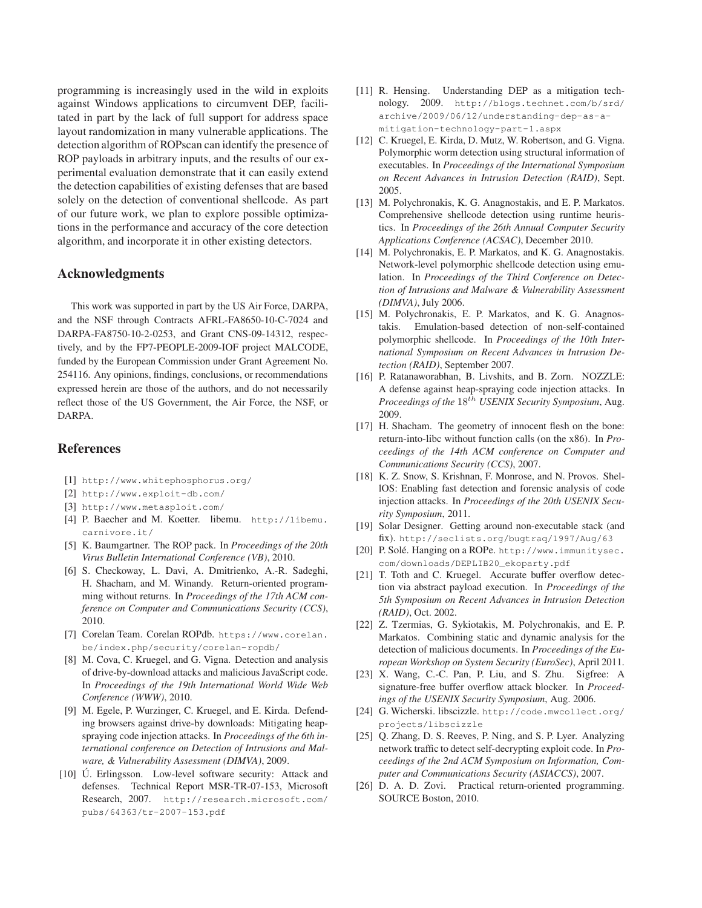programming is increasingly used in the wild in exploits against Windows applications to circumvent DEP, facilitated in part by the lack of full support for address space layout randomization in many vulnerable applications. The detection algorithm of ROPscan can identify the presence of ROP payloads in arbitrary inputs, and the results of our experimental evaluation demonstrate that it can easily extend the detection capabilities of existing defenses that are based solely on the detection of conventional shellcode. As part of our future work, we plan to explore possible optimizations in the performance and accuracy of the core detection algorithm, and incorporate it in other existing detectors.

## Acknowledgments

This work was supported in part by the US Air Force, DARPA, and the NSF through Contracts AFRL-FA8650-10-C-7024 and DARPA-FA8750-10-2-0253, and Grant CNS-09-14312, respectively, and by the FP7-PEOPLE-2009-IOF project MALCODE, funded by the European Commission under Grant Agreement No. 254116. Any opinions, findings, conclusions, or recommendations expressed herein are those of the authors, and do not necessarily reflect those of the US Government, the Air Force, the NSF, or DARPA.

## References

[1] `http://www.whitephosphorus.org/`

[2] `http://www.exploit-db.com/`

[3] `http://www.metasploit.com/`

[4] P. Baecher and M. Koetter. libemu. `http://libemu.carnivore.it/`

[5] K. Baumgartner. The ROP pack. In *Proceedings of the 20th Virus Bulletin International Conference (VB)*, 2010.

[6] S. Checkoway, L. Davi, A. Dmitrienko, A.-R. Sadeghi, H. Shacham, and M. Winandy. Return-oriented programming without returns. In *Proceedings of the 17th ACM conference on Computer and Communications Security (CCS)*, 2010.

[7] Corelan Team. Corelan ROPdb. `https://www.corelan.be/index.php/security/corelan-ropdb/`

[8] M. Cova, C. Kruegel, and G. Vigna. Detection and analysis of drive-by-download attacks and malicious JavaScript code. In *Proceedings of the 19th International World Wide Web Conference (WWW)*, 2010.

[9] M. Egele, P. Wurzinger, C. Kruegel, and E. Kirda. Defending browsers against drive-by downloads: Mitigating heap-spraying code injection attacks. In *Proceedings of the 6th international conference on Detection of Intrusions and Malware, & Vulnerability Assessment (DIMVA)*, 2009.

[10] Ú. Erlingsson. Low-level software security: Attack and defenses. Technical Report MSR-TR-07-153, Microsoft Research, 2007. `http://research.microsoft.com/pubs/64363/tr-2007-153.pdf`

[11] R. Hensing. Understanding DEP as a mitigation technology. 2009. `http://blogs.technet.com/b/srd/archive/2009/06/12/understanding-dep-as-a-mitigation-technology-part-1.aspx`

[12] C. Kruegel, E. Kirda, D. Mutz, W. Robertson, and G. Vigna. Polymorphic worm detection using structural information of executables. In *Proceedings of the International Symposium on Recent Advances in Intrusion Detection (RAID)*, Sept. 2005.

[13] M. Polychronakis, K. G. Anagnostakis, and E. P. Markatos. Comprehensive shellcode detection using runtime heuristics. In *Proceedings of the 26th Annual Computer Security Applications Conference (ACSAC)*, December 2010.

[14] M. Polychronakis, E. P. Markatos, and K. G. Anagnostakis. Network-level polymorphic shellcode detection using emulation. In *Proceedings of the Third Conference on Detection of Intrusions and Malware & Vulnerability Assessment (DIMVA)*, July 2006.

[15] M. Polychronakis, E. P. Markatos, and K. G. Anagnostakis. Emulation-based detection of non-self-contained polymorphic shellcode. In *Proceedings of the 10th International Symposium on Recent Advances in Intrusion Detection (RAID)*, September 2007.

[16] P. Ratanaworabhan, B. Livshits, and B. Zorn. NOZZLE: A defense against heap-spraying code injection attacks. In *Proceedings of the $18^{th}$ USENIX Security Symposium*, Aug. 2009.

[17] H. Shacham. The geometry of innocent flesh on the bone: return-into-libc without function calls (on the x86). In *Proceedings of the 14th ACM conference on Computer and Communications Security (CCS)*, 2007.

[18] K. Z. Snow, S. Krishnan, F. Monrose, and N. Provos. ShellOS: Enabling fast detection and forensic analysis of code injection attacks. In *Proceedings of the 20th USENIX Security Symposium*, 2011.

[19] Solar Designer. Getting around non-executable stack (and fix). `http://seclists.org/bugtraq/1997/Aug/63`

[20] P. Solé. Hanging on a ROPe. `http://www.immunitysec.com/downloads/DEPLIB20_ekoparty.pdf`

[21] T. Toth and C. Kruegel. Accurate buffer overflow detection via abstract payload execution. In *Proceedings of the 5th Symposium on Recent Advances in Intrusion Detection (RAID)*, Oct. 2002.

[22] Z. Tzermias, G. Sykiotakis, M. Polychronakis, and E. P. Markatos. Combining static and dynamic analysis for the detection of malicious documents. In *Proceedings of the European Workshop on System Security (EuroSec)*, April 2011.

[23] X. Wang, C.-C. Pan, P. Liu, and S. Zhu. Sigfree: A signature-free buffer overflow attack blocker. In *Proceedings of the USENIX Security Symposium*, Aug. 2006.

[24] G. Wicherski. libscizzle. `http://code.mwcollect.org/projects/libscizzle`

[25] Q. Zhang, D. S. Reeves, P. Ning, and S. P. Lyer. Analyzing network traffic to detect self-decrypting exploit code. In *Proceedings of the 2nd ACM Symposium on Information, Computer and Communications Security (ASIACCS)*, 2007.

[26] D. A. D. Zovi. Practical return-oriented programming. SOURCE Boston, 2010.